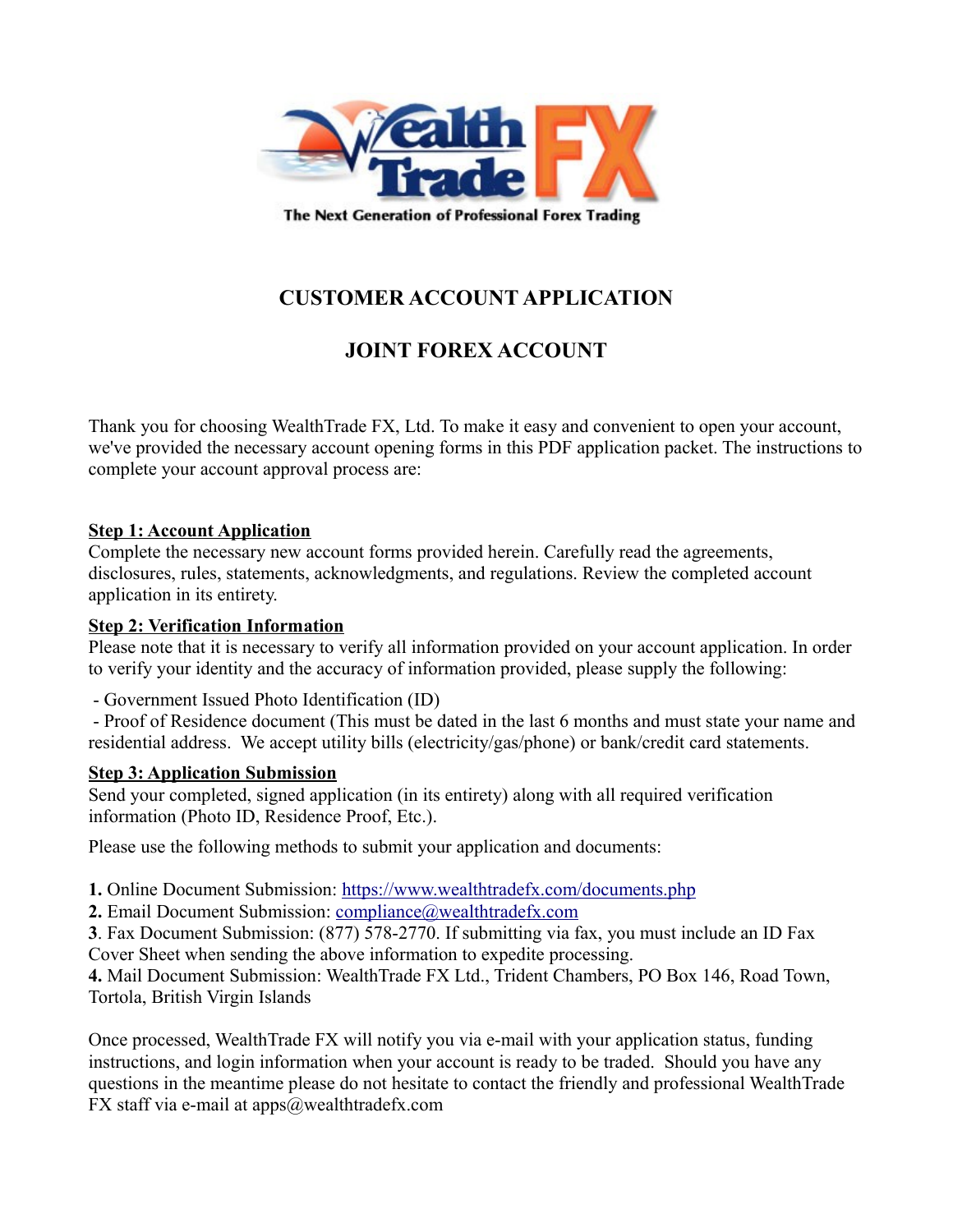WealthTrade FX

The Next Generation of Professional Forex Trading

# CUSTOMER ACCOUNT APPLICATION

# JOINT FOREX ACCOUNT

Thank you for choosing WealthTrade FX, Ltd. To make it easy and convenient to open your account, we've provided the necessary account opening forms in this PDF application packet. The instructions to complete your account approval process are:

**Step 1: Account Application**

Complete the necessary new account forms provided herein. Carefully read the agreements, disclosures, rules, statements, acknowledgments, and regulations. Review the completed account application in its entirety.

**Step 2: Verification Information**

Please note that it is necessary to verify all information provided on your account application. In order to verify your identity and the accuracy of information provided, please supply the following:

- Government Issued Photo Identification (ID)
- Proof of Residence document (This must be dated in the last 6 months and must state your name and residential address. We accept utility bills (electricity/gas/phone) or bank/credit card statements.

**Step 3: Application Submission**

Send your completed, signed application (in its entirety) along with all required verification information (Photo ID, Residence Proof, Etc.).

Please use the following methods to submit your application and documents:

**1.** Online Document Submission: https://www.wealthtradefx.com/documents.php
**2.** Email Document Submission: compliance@wealthtradefx.com
**3**. Fax Document Submission: (877) 578-2770. If submitting via fax, you must include an ID Fax Cover Sheet when sending the above information to expedite processing.
**4.** Mail Document Submission: WealthTrade FX Ltd., Trident Chambers, PO Box 146, Road Town, Tortola, British Virgin Islands

Once processed, WealthTrade FX will notify you via e-mail with your application status, funding instructions, and login information when your account is ready to be traded. Should you have any questions in the meantime please do not hesitate to contact the friendly and professional WealthTrade FX staff via e-mail at apps@wealthtradefx.com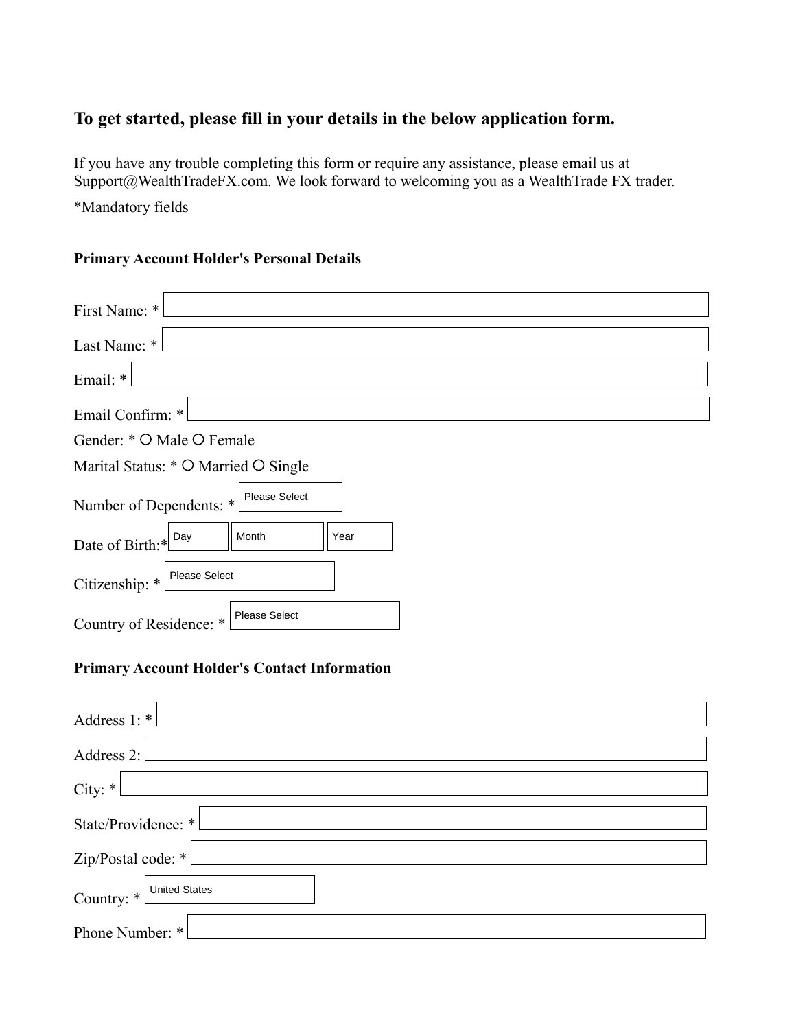## To get started, please fill in your details in the below application form.

If you have any trouble completing this form or require any assistance, please email us at Support@WealthTradeFX.com. We look forward to welcoming you as a WealthTrade FX trader.

*Mandatory fields

### Primary Account Holder's Personal Details

First Name: *

Last Name: *

Email: *

Email Confirm: *

Gender: * ○ Male ○ Female

Marital Status: * ○ Married ○ Single

Number of Dependents: * Please Select

Date of Birth:* Day Month Year

Citizenship: * Please Select

Country of Residence: * Please Select

### Primary Account Holder's Contact Information

Address 1: *

Address 2:

City: *

State/Providence: *

Zip/Postal code: *

Country: * United States

Phone Number: *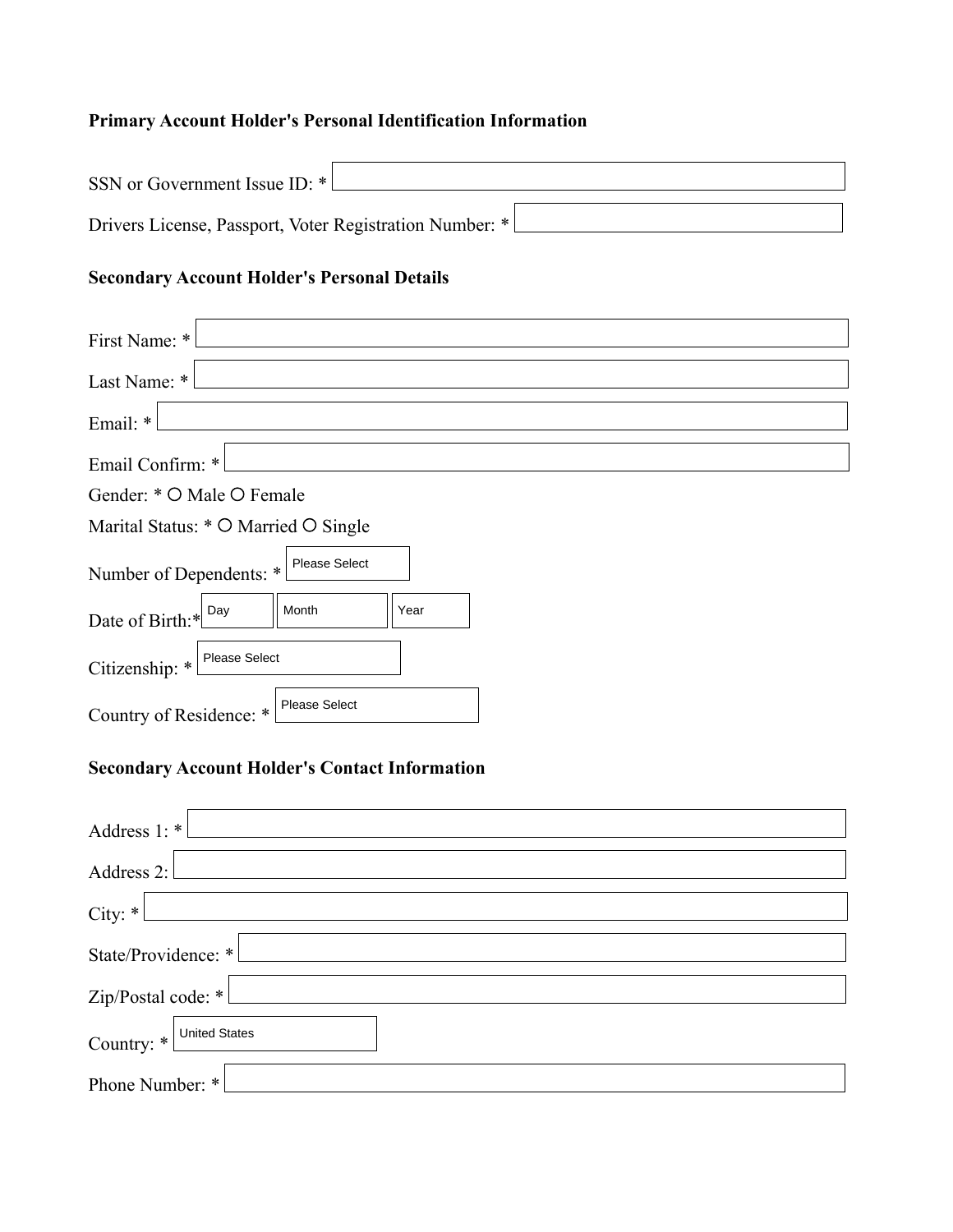**Primary Account Holder's Personal Identification Information**

SSN or Government Issue ID: * 

Drivers License, Passport, Voter Registration Number: * 

**Secondary Account Holder's Personal Details**

First Name: * 

Last Name: * 

Email: * 

Email Confirm: * 

Gender: * ○ Male ○ Female

Marital Status: * ○ Married ○ Single

Number of Dependents: * Please Select

Date of Birth:* Day Month Year

Citizenship: * Please Select

Country of Residence: * Please Select

**Secondary Account Holder's Contact Information**

Address 1: * 

Address 2: 

City: * 

State/Providence: * 

Zip/Postal code: * 

Country: * United States

Phone Number: *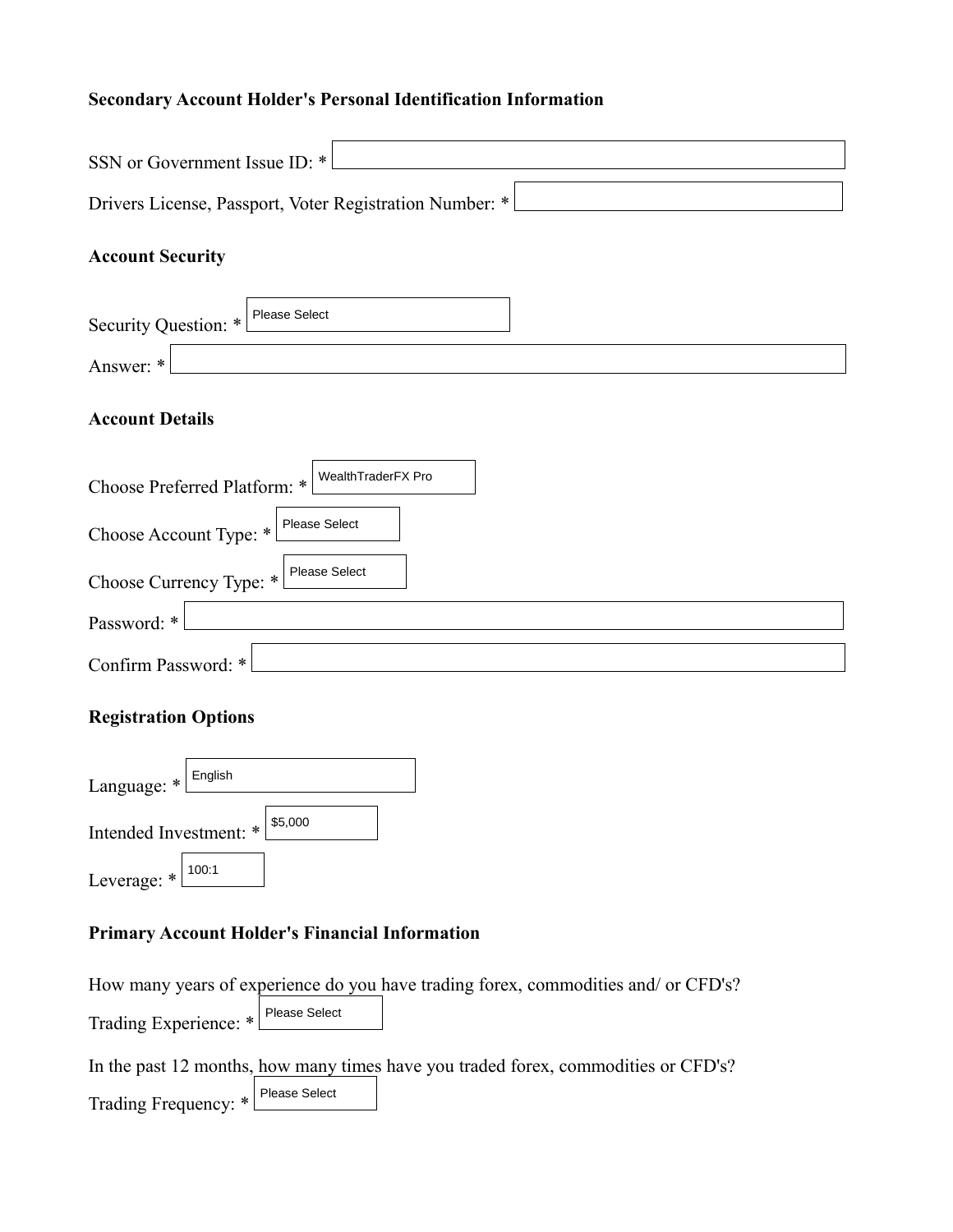### Secondary Account Holder's Personal Identification Information

SSN or Government Issue ID: *

Drivers License, Passport, Voter Registration Number: *

### Account Security

Security Question: * Please Select

Answer: *

### Account Details

Choose Preferred Platform: * WealthTraderFX Pro

Choose Account Type: * Please Select

Choose Currency Type: * Please Select

Password: *

Confirm Password: *

### Registration Options

Language: * English

Intended Investment: * $5,000

Leverage: * 100:1

### Primary Account Holder's Financial Information

How many years of experience do you have trading forex, commodities and/ or CFD's?

Trading Experience: * Please Select

In the past 12 months, how many times have you traded forex, commodities or CFD's?

Trading Frequency: * Please Select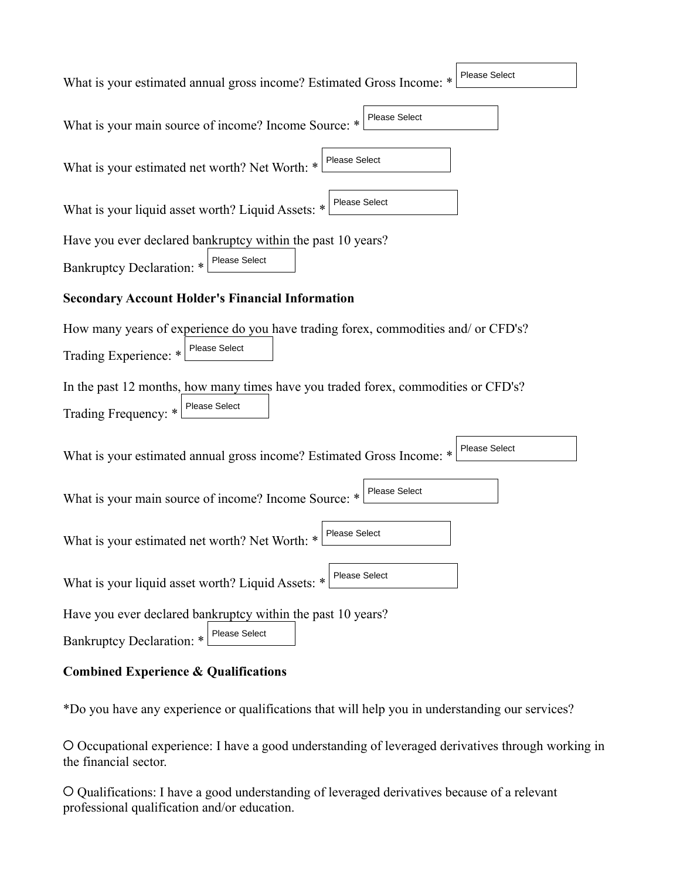What is your estimated annual gross income? Estimated Gross Income: * Please Select

What is your main source of income? Income Source: * Please Select

What is your estimated net worth? Net Worth: * Please Select

What is your liquid asset worth? Liquid Assets: * Please Select

Have you ever declared bankruptcy within the past 10 years?

Bankruptcy Declaration: * Please Select

**Secondary Account Holder's Financial Information**

How many years of experience do you have trading forex, commodities and/ or CFD's?

Trading Experience: * Please Select

In the past 12 months, how many times have you traded forex, commodities or CFD's?

Trading Frequency: * Please Select

What is your estimated annual gross income? Estimated Gross Income: * Please Select

What is your main source of income? Income Source: * Please Select

What is your estimated net worth? Net Worth: * Please Select

What is your liquid asset worth? Liquid Assets: * Please Select

Have you ever declared bankruptcy within the past 10 years?

Bankruptcy Declaration: * Please Select

**Combined Experience & Qualifications**

*Do you have any experience or qualifications that will help you in understanding our services?

○ Occupational experience: I have a good understanding of leveraged derivatives through working in the financial sector.

○ Qualifications: I have a good understanding of leveraged derivatives because of a relevant professional qualification and/or education.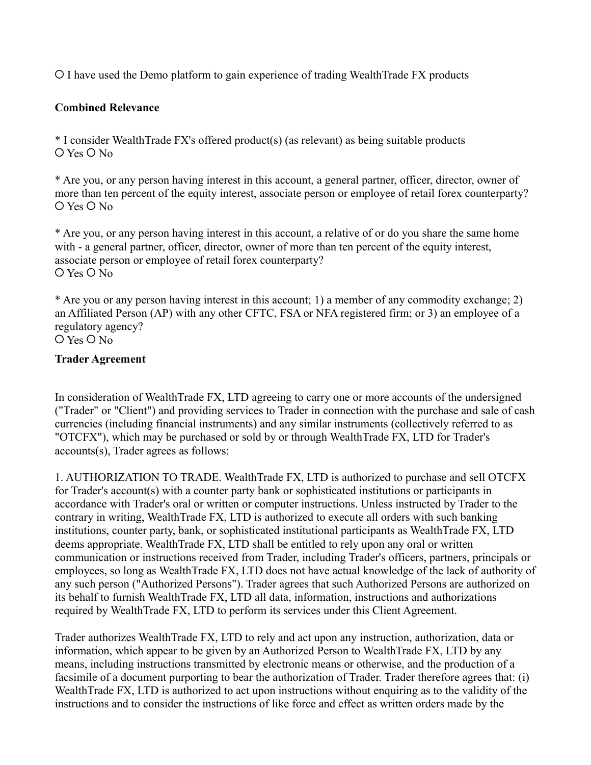O I have used the Demo platform to gain experience of trading WealthTrade FX products

**Combined Relevance**

* I consider WealthTrade FX's offered product(s) (as relevant) as being suitable products
O Yes O No

* Are you, or any person having interest in this account, a general partner, officer, director, owner of more than ten percent of the equity interest, associate person or employee of retail forex counterparty?
O Yes O No

* Are you, or any person having interest in this account, a relative of or do you share the same home with - a general partner, officer, director, owner of more than ten percent of the equity interest, associate person or employee of retail forex counterparty?
O Yes O No

* Are you or any person having interest in this account; 1) a member of any commodity exchange; 2) an Affiliated Person (AP) with any other CFTC, FSA or NFA registered firm; or 3) an employee of a regulatory agency?
O Yes O No

**Trader Agreement**

In consideration of WealthTrade FX, LTD agreeing to carry one or more accounts of the undersigned ("Trader" or "Client") and providing services to Trader in connection with the purchase and sale of cash currencies (including financial instruments) and any similar instruments (collectively referred to as "OTCFX"), which may be purchased or sold by or through WealthTrade FX, LTD for Trader's accounts(s), Trader agrees as follows:

1. AUTHORIZATION TO TRADE. WealthTrade FX, LTD is authorized to purchase and sell OTCFX for Trader's account(s) with a counter party bank or sophisticated institutions or participants in accordance with Trader's oral or written or computer instructions. Unless instructed by Trader to the contrary in writing, WealthTrade FX, LTD is authorized to execute all orders with such banking institutions, counter party, bank, or sophisticated institutional participants as WealthTrade FX, LTD deems appropriate. WealthTrade FX, LTD shall be entitled to rely upon any oral or written communication or instructions received from Trader, including Trader's officers, partners, principals or employees, so long as WealthTrade FX, LTD does not have actual knowledge of the lack of authority of any such person ("Authorized Persons"). Trader agrees that such Authorized Persons are authorized on its behalf to furnish WealthTrade FX, LTD all data, information, instructions and authorizations required by WealthTrade FX, LTD to perform its services under this Client Agreement.

Trader authorizes WealthTrade FX, LTD to rely and act upon any instruction, authorization, data or information, which appear to be given by an Authorized Person to WealthTrade FX, LTD by any means, including instructions transmitted by electronic means or otherwise, and the production of a facsimile of a document purporting to bear the authorization of Trader. Trader therefore agrees that: (i) WealthTrade FX, LTD is authorized to act upon instructions without enquiring as to the validity of the instructions and to consider the instructions of like force and effect as written orders made by the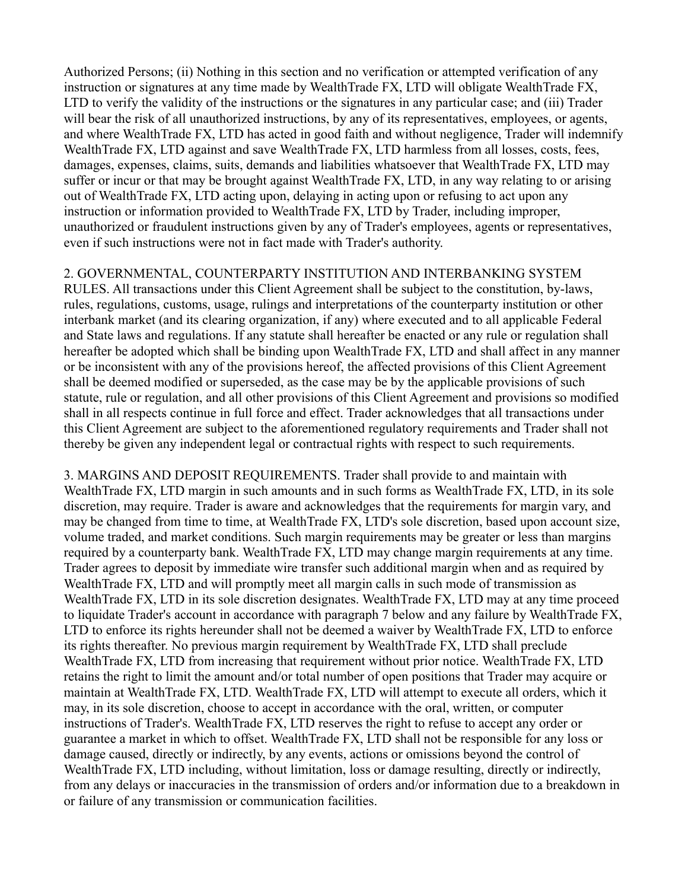Authorized Persons; (ii) Nothing in this section and no verification or attempted verification of any instruction or signatures at any time made by WealthTrade FX, LTD will obligate WealthTrade FX, LTD to verify the validity of the instructions or the signatures in any particular case; and (iii) Trader will bear the risk of all unauthorized instructions, by any of its representatives, employees, or agents, and where WealthTrade FX, LTD has acted in good faith and without negligence, Trader will indemnify WealthTrade FX, LTD against and save WealthTrade FX, LTD harmless from all losses, costs, fees, damages, expenses, claims, suits, demands and liabilities whatsoever that WealthTrade FX, LTD may suffer or incur or that may be brought against WealthTrade FX, LTD, in any way relating to or arising out of WealthTrade FX, LTD acting upon, delaying in acting upon or refusing to act upon any instruction or information provided to WealthTrade FX, LTD by Trader, including improper, unauthorized or fraudulent instructions given by any of Trader's employees, agents or representatives, even if such instructions were not in fact made with Trader's authority.

2. GOVERNMENTAL, COUNTERPARTY INSTITUTION AND INTERBANKING SYSTEM RULES. All transactions under this Client Agreement shall be subject to the constitution, by-laws, rules, regulations, customs, usage, rulings and interpretations of the counterparty institution or other interbank market (and its clearing organization, if any) where executed and to all applicable Federal and State laws and regulations. If any statute shall hereafter be enacted or any rule or regulation shall hereafter be adopted which shall be binding upon WealthTrade FX, LTD and shall affect in any manner or be inconsistent with any of the provisions hereof, the affected provisions of this Client Agreement shall be deemed modified or superseded, as the case may be by the applicable provisions of such statute, rule or regulation, and all other provisions of this Client Agreement and provisions so modified shall in all respects continue in full force and effect. Trader acknowledges that all transactions under this Client Agreement are subject to the aforementioned regulatory requirements and Trader shall not thereby be given any independent legal or contractual rights with respect to such requirements.

3. MARGINS AND DEPOSIT REQUIREMENTS. Trader shall provide to and maintain with WealthTrade FX, LTD margin in such amounts and in such forms as WealthTrade FX, LTD, in its sole discretion, may require. Trader is aware and acknowledges that the requirements for margin vary, and may be changed from time to time, at WealthTrade FX, LTD's sole discretion, based upon account size, volume traded, and market conditions. Such margin requirements may be greater or less than margins required by a counterparty bank. WealthTrade FX, LTD may change margin requirements at any time. Trader agrees to deposit by immediate wire transfer such additional margin when and as required by WealthTrade FX, LTD and will promptly meet all margin calls in such mode of transmission as WealthTrade FX, LTD in its sole discretion designates. WealthTrade FX, LTD may at any time proceed to liquidate Trader's account in accordance with paragraph 7 below and any failure by WealthTrade FX, LTD to enforce its rights hereunder shall not be deemed a waiver by WealthTrade FX, LTD to enforce its rights thereafter. No previous margin requirement by WealthTrade FX, LTD shall preclude WealthTrade FX, LTD from increasing that requirement without prior notice. WealthTrade FX, LTD retains the right to limit the amount and/or total number of open positions that Trader may acquire or maintain at WealthTrade FX, LTD. WealthTrade FX, LTD will attempt to execute all orders, which it may, in its sole discretion, choose to accept in accordance with the oral, written, or computer instructions of Trader's. WealthTrade FX, LTD reserves the right to refuse to accept any order or guarantee a market in which to offset. WealthTrade FX, LTD shall not be responsible for any loss or damage caused, directly or indirectly, by any events, actions or omissions beyond the control of WealthTrade FX, LTD including, without limitation, loss or damage resulting, directly or indirectly, from any delays or inaccuracies in the transmission of orders and/or information due to a breakdown in or failure of any transmission or communication facilities.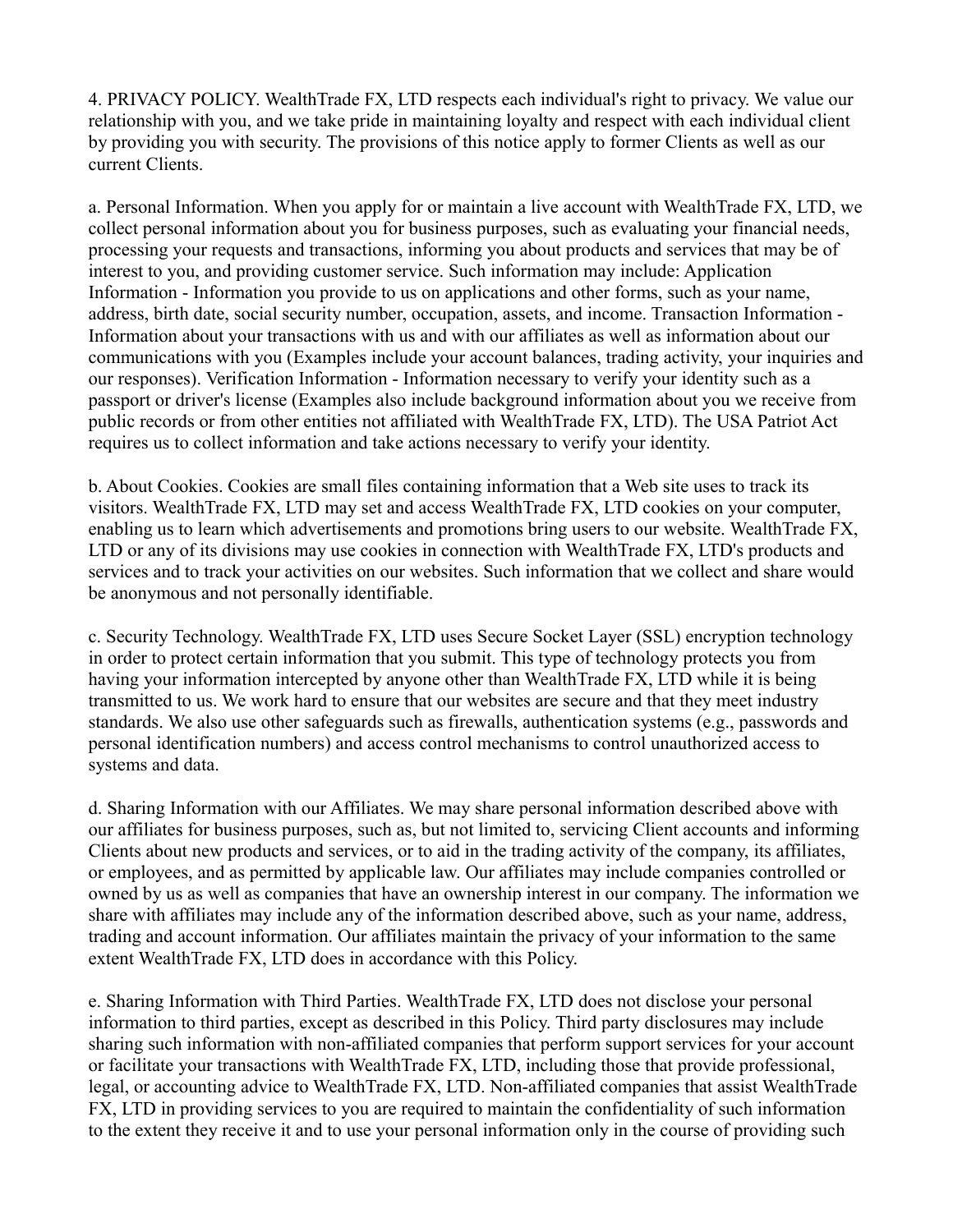4. PRIVACY POLICY. WealthTrade FX, LTD respects each individual's right to privacy. We value our relationship with you, and we take pride in maintaining loyalty and respect with each individual client by providing you with security. The provisions of this notice apply to former Clients as well as our current Clients.

a. Personal Information. When you apply for or maintain a live account with WealthTrade FX, LTD, we collect personal information about you for business purposes, such as evaluating your financial needs, processing your requests and transactions, informing you about products and services that may be of interest to you, and providing customer service. Such information may include: Application Information - Information you provide to us on applications and other forms, such as your name, address, birth date, social security number, occupation, assets, and income. Transaction Information - Information about your transactions with us and with our affiliates as well as information about our communications with you (Examples include your account balances, trading activity, your inquiries and our responses). Verification Information - Information necessary to verify your identity such as a passport or driver's license (Examples also include background information about you we receive from public records or from other entities not affiliated with WealthTrade FX, LTD). The USA Patriot Act requires us to collect information and take actions necessary to verify your identity.

b. About Cookies. Cookies are small files containing information that a Web site uses to track its visitors. WealthTrade FX, LTD may set and access WealthTrade FX, LTD cookies on your computer, enabling us to learn which advertisements and promotions bring users to our website. WealthTrade FX, LTD or any of its divisions may use cookies in connection with WealthTrade FX, LTD's products and services and to track your activities on our websites. Such information that we collect and share would be anonymous and not personally identifiable.

c. Security Technology. WealthTrade FX, LTD uses Secure Socket Layer (SSL) encryption technology in order to protect certain information that you submit. This type of technology protects you from having your information intercepted by anyone other than WealthTrade FX, LTD while it is being transmitted to us. We work hard to ensure that our websites are secure and that they meet industry standards. We also use other safeguards such as firewalls, authentication systems (e.g., passwords and personal identification numbers) and access control mechanisms to control unauthorized access to systems and data.

d. Sharing Information with our Affiliates. We may share personal information described above with our affiliates for business purposes, such as, but not limited to, servicing Client accounts and informing Clients about new products and services, or to aid in the trading activity of the company, its affiliates, or employees, and as permitted by applicable law. Our affiliates may include companies controlled or owned by us as well as companies that have an ownership interest in our company. The information we share with affiliates may include any of the information described above, such as your name, address, trading and account information. Our affiliates maintain the privacy of your information to the same extent WealthTrade FX, LTD does in accordance with this Policy.

e. Sharing Information with Third Parties. WealthTrade FX, LTD does not disclose your personal information to third parties, except as described in this Policy. Third party disclosures may include sharing such information with non-affiliated companies that perform support services for your account or facilitate your transactions with WealthTrade FX, LTD, including those that provide professional, legal, or accounting advice to WealthTrade FX, LTD. Non-affiliated companies that assist WealthTrade FX, LTD in providing services to you are required to maintain the confidentiality of such information to the extent they receive it and to use your personal information only in the course of providing such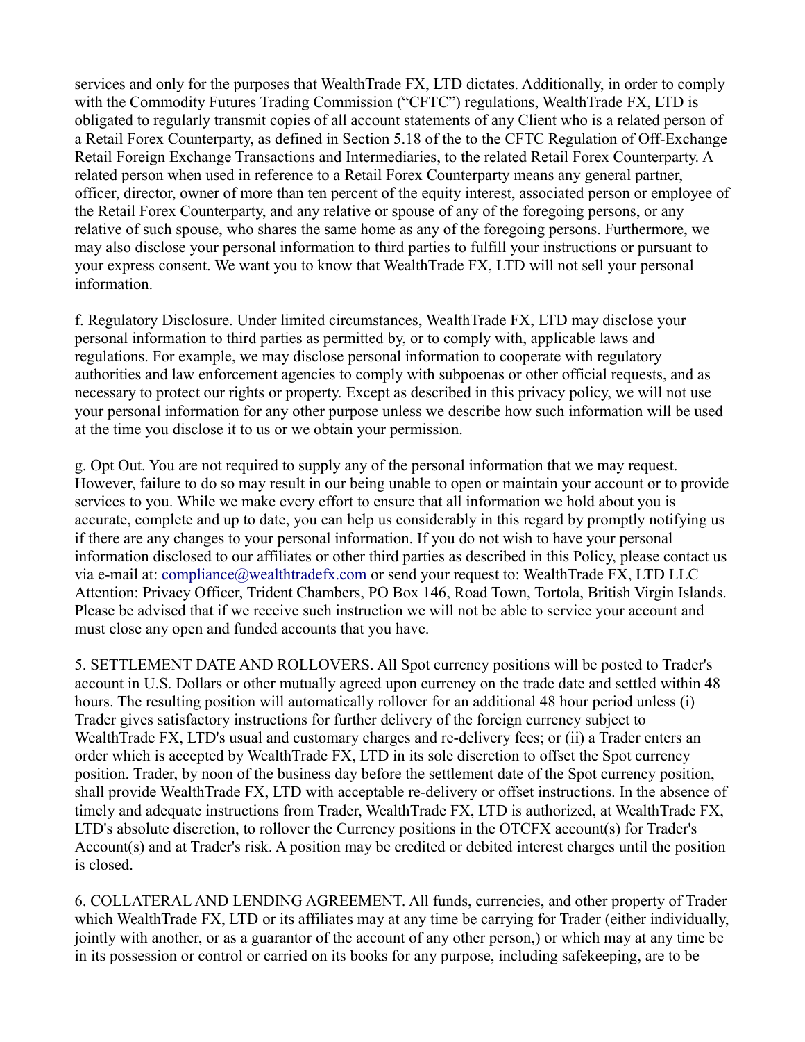services and only for the purposes that WealthTrade FX, LTD dictates. Additionally, in order to comply with the Commodity Futures Trading Commission ("CFTC") regulations, WealthTrade FX, LTD is obligated to regularly transmit copies of all account statements of any Client who is a related person of a Retail Forex Counterparty, as defined in Section 5.18 of the to the CFTC Regulation of Off-Exchange Retail Foreign Exchange Transactions and Intermediaries, to the related Retail Forex Counterparty. A related person when used in reference to a Retail Forex Counterparty means any general partner, officer, director, owner of more than ten percent of the equity interest, associated person or employee of the Retail Forex Counterparty, and any relative or spouse of any of the foregoing persons, or any relative of such spouse, who shares the same home as any of the foregoing persons. Furthermore, we may also disclose your personal information to third parties to fulfill your instructions or pursuant to your express consent. We want you to know that WealthTrade FX, LTD will not sell your personal information.

f. Regulatory Disclosure. Under limited circumstances, WealthTrade FX, LTD may disclose your personal information to third parties as permitted by, or to comply with, applicable laws and regulations. For example, we may disclose personal information to cooperate with regulatory authorities and law enforcement agencies to comply with subpoenas or other official requests, and as necessary to protect our rights or property. Except as described in this privacy policy, we will not use your personal information for any other purpose unless we describe how such information will be used at the time you disclose it to us or we obtain your permission.

g. Opt Out. You are not required to supply any of the personal information that we may request. However, failure to do so may result in our being unable to open or maintain your account or to provide services to you. While we make every effort to ensure that all information we hold about you is accurate, complete and up to date, you can help us considerably in this regard by promptly notifying us if there are any changes to your personal information. If you do not wish to have your personal information disclosed to our affiliates or other third parties as described in this Policy, please contact us via e-mail at: compliance@wealthtradefx.com or send your request to: WealthTrade FX, LTD LLC Attention: Privacy Officer, Trident Chambers, PO Box 146, Road Town, Tortola, British Virgin Islands. Please be advised that if we receive such instruction we will not be able to service your account and must close any open and funded accounts that you have.

5. SETTLEMENT DATE AND ROLLOVERS. All Spot currency positions will be posted to Trader's account in U.S. Dollars or other mutually agreed upon currency on the trade date and settled within 48 hours. The resulting position will automatically rollover for an additional 48 hour period unless (i) Trader gives satisfactory instructions for further delivery of the foreign currency subject to WealthTrade FX, LTD's usual and customary charges and re-delivery fees; or (ii) a Trader enters an order which is accepted by WealthTrade FX, LTD in its sole discretion to offset the Spot currency position. Trader, by noon of the business day before the settlement date of the Spot currency position, shall provide WealthTrade FX, LTD with acceptable re-delivery or offset instructions. In the absence of timely and adequate instructions from Trader, WealthTrade FX, LTD is authorized, at WealthTrade FX, LTD's absolute discretion, to rollover the Currency positions in the OTCFX account(s) for Trader's Account(s) and at Trader's risk. A position may be credited or debited interest charges until the position is closed.

6. COLLATERAL AND LENDING AGREEMENT. All funds, currencies, and other property of Trader which WealthTrade FX, LTD or its affiliates may at any time be carrying for Trader (either individually, jointly with another, or as a guarantor of the account of any other person,) or which may at any time be in its possession or control or carried on its books for any purpose, including safekeeping, are to be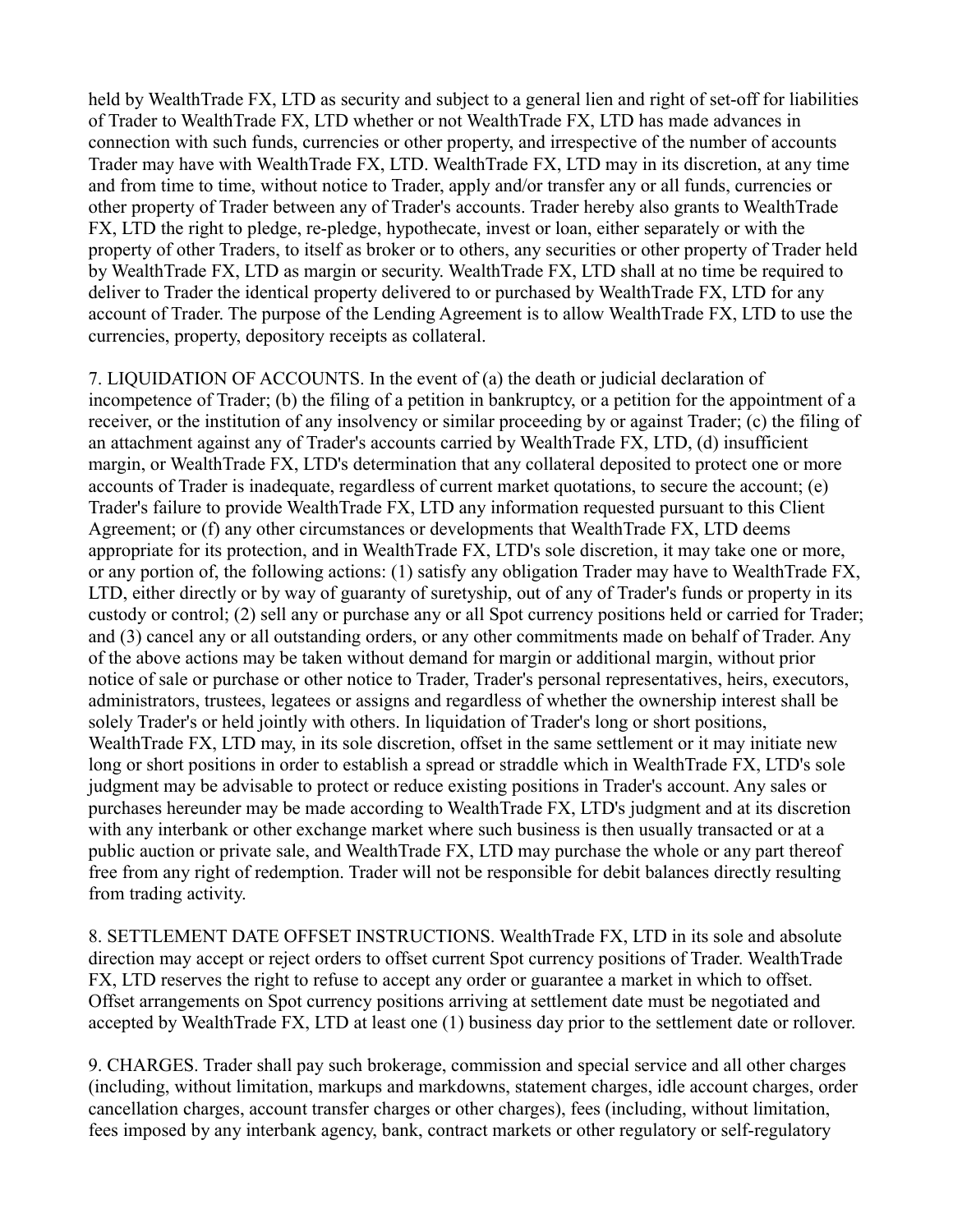held by WealthTrade FX, LTD as security and subject to a general lien and right of set-off for liabilities of Trader to WealthTrade FX, LTD whether or not WealthTrade FX, LTD has made advances in connection with such funds, currencies or other property, and irrespective of the number of accounts Trader may have with WealthTrade FX, LTD. WealthTrade FX, LTD may in its discretion, at any time and from time to time, without notice to Trader, apply and/or transfer any or all funds, currencies or other property of Trader between any of Trader's accounts. Trader hereby also grants to WealthTrade FX, LTD the right to pledge, re-pledge, hypothecate, invest or loan, either separately or with the property of other Traders, to itself as broker or to others, any securities or other property of Trader held by WealthTrade FX, LTD as margin or security. WealthTrade FX, LTD shall at no time be required to deliver to Trader the identical property delivered to or purchased by WealthTrade FX, LTD for any account of Trader. The purpose of the Lending Agreement is to allow WealthTrade FX, LTD to use the currencies, property, depository receipts as collateral.

7. LIQUIDATION OF ACCOUNTS. In the event of (a) the death or judicial declaration of incompetence of Trader; (b) the filing of a petition in bankruptcy, or a petition for the appointment of a receiver, or the institution of any insolvency or similar proceeding by or against Trader; (c) the filing of an attachment against any of Trader's accounts carried by WealthTrade FX, LTD, (d) insufficient margin, or WealthTrade FX, LTD's determination that any collateral deposited to protect one or more accounts of Trader is inadequate, regardless of current market quotations, to secure the account; (e) Trader's failure to provide WealthTrade FX, LTD any information requested pursuant to this Client Agreement; or (f) any other circumstances or developments that WealthTrade FX, LTD deems appropriate for its protection, and in WealthTrade FX, LTD's sole discretion, it may take one or more, or any portion of, the following actions: (1) satisfy any obligation Trader may have to WealthTrade FX, LTD, either directly or by way of guaranty of suretyship, out of any of Trader's funds or property in its custody or control; (2) sell any or purchase any or all Spot currency positions held or carried for Trader; and (3) cancel any or all outstanding orders, or any other commitments made on behalf of Trader. Any of the above actions may be taken without demand for margin or additional margin, without prior notice of sale or purchase or other notice to Trader, Trader's personal representatives, heirs, executors, administrators, trustees, legatees or assigns and regardless of whether the ownership interest shall be solely Trader's or held jointly with others. In liquidation of Trader's long or short positions, WealthTrade FX, LTD may, in its sole discretion, offset in the same settlement or it may initiate new long or short positions in order to establish a spread or straddle which in WealthTrade FX, LTD's sole judgment may be advisable to protect or reduce existing positions in Trader's account. Any sales or purchases hereunder may be made according to WealthTrade FX, LTD's judgment and at its discretion with any interbank or other exchange market where such business is then usually transacted or at a public auction or private sale, and WealthTrade FX, LTD may purchase the whole or any part thereof free from any right of redemption. Trader will not be responsible for debit balances directly resulting from trading activity.

8. SETTLEMENT DATE OFFSET INSTRUCTIONS. WealthTrade FX, LTD in its sole and absolute direction may accept or reject orders to offset current Spot currency positions of Trader. WealthTrade FX, LTD reserves the right to refuse to accept any order or guarantee a market in which to offset. Offset arrangements on Spot currency positions arriving at settlement date must be negotiated and accepted by WealthTrade FX, LTD at least one (1) business day prior to the settlement date or rollover.

9. CHARGES. Trader shall pay such brokerage, commission and special service and all other charges (including, without limitation, markups and markdowns, statement charges, idle account charges, order cancellation charges, account transfer charges or other charges), fees (including, without limitation, fees imposed by any interbank agency, bank, contract markets or other regulatory or self-regulatory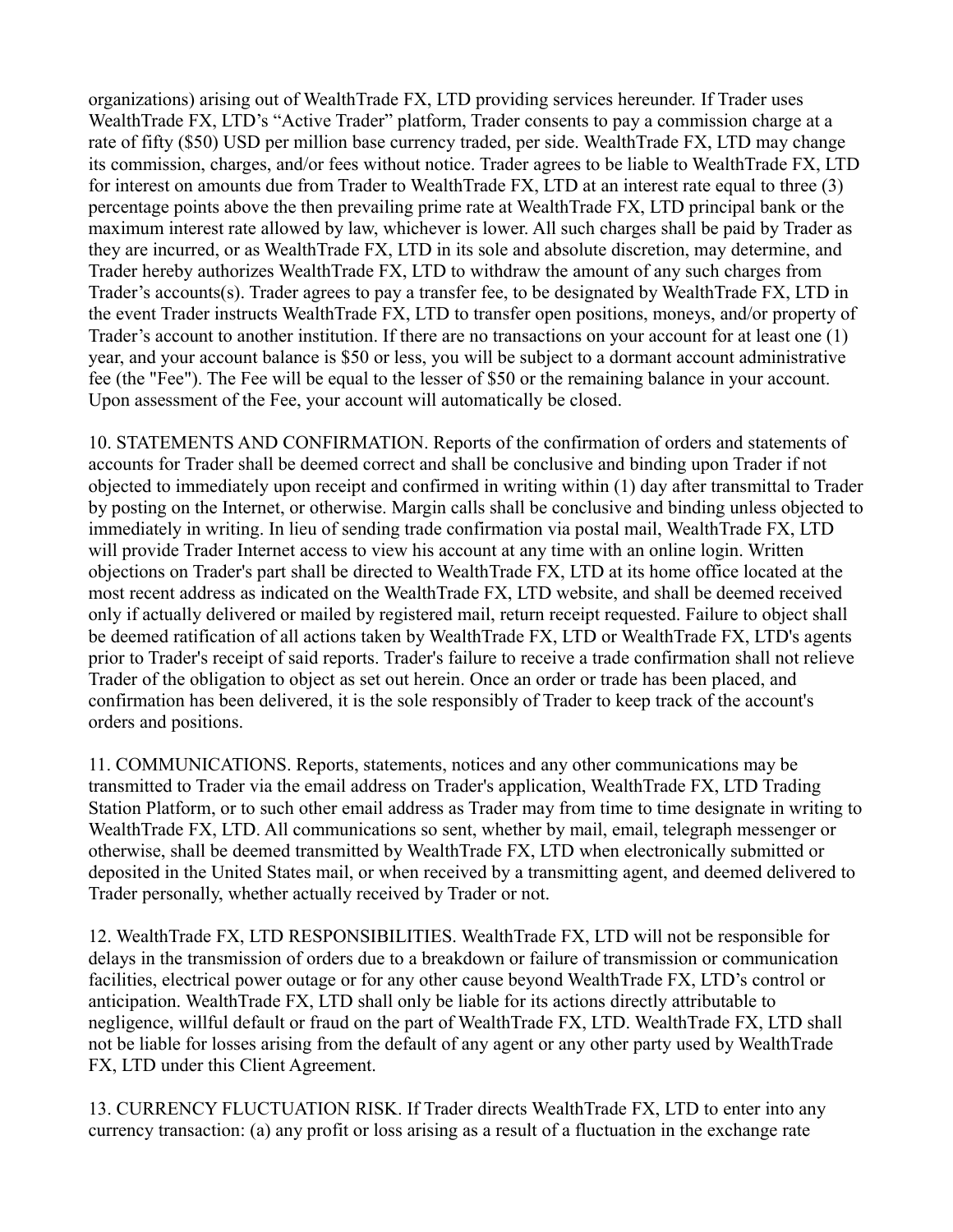organizations) arising out of WealthTrade FX, LTD providing services hereunder. If Trader uses WealthTrade FX, LTD's "Active Trader" platform, Trader consents to pay a commission charge at a rate of fifty ($50) USD per million base currency traded, per side. WealthTrade FX, LTD may change its commission, charges, and/or fees without notice. Trader agrees to be liable to WealthTrade FX, LTD for interest on amounts due from Trader to WealthTrade FX, LTD at an interest rate equal to three (3) percentage points above the then prevailing prime rate at WealthTrade FX, LTD principal bank or the maximum interest rate allowed by law, whichever is lower. All such charges shall be paid by Trader as they are incurred, or as WealthTrade FX, LTD in its sole and absolute discretion, may determine, and Trader hereby authorizes WealthTrade FX, LTD to withdraw the amount of any such charges from Trader's accounts(s). Trader agrees to pay a transfer fee, to be designated by WealthTrade FX, LTD in the event Trader instructs WealthTrade FX, LTD to transfer open positions, moneys, and/or property of Trader's account to another institution. If there are no transactions on your account for at least one (1) year, and your account balance is $50 or less, you will be subject to a dormant account administrative fee (the "Fee"). The Fee will be equal to the lesser of $50 or the remaining balance in your account. Upon assessment of the Fee, your account will automatically be closed.

10. STATEMENTS AND CONFIRMATION. Reports of the confirmation of orders and statements of accounts for Trader shall be deemed correct and shall be conclusive and binding upon Trader if not objected to immediately upon receipt and confirmed in writing within (1) day after transmittal to Trader by posting on the Internet, or otherwise. Margin calls shall be conclusive and binding unless objected to immediately in writing. In lieu of sending trade confirmation via postal mail, WealthTrade FX, LTD will provide Trader Internet access to view his account at any time with an online login. Written objections on Trader's part shall be directed to WealthTrade FX, LTD at its home office located at the most recent address as indicated on the WealthTrade FX, LTD website, and shall be deemed received only if actually delivered or mailed by registered mail, return receipt requested. Failure to object shall be deemed ratification of all actions taken by WealthTrade FX, LTD or WealthTrade FX, LTD's agents prior to Trader's receipt of said reports. Trader's failure to receive a trade confirmation shall not relieve Trader of the obligation to object as set out herein. Once an order or trade has been placed, and confirmation has been delivered, it is the sole responsibly of Trader to keep track of the account's orders and positions.

11. COMMUNICATIONS. Reports, statements, notices and any other communications may be transmitted to Trader via the email address on Trader's application, WealthTrade FX, LTD Trading Station Platform, or to such other email address as Trader may from time to time designate in writing to WealthTrade FX, LTD. All communications so sent, whether by mail, email, telegraph messenger or otherwise, shall be deemed transmitted by WealthTrade FX, LTD when electronically submitted or deposited in the United States mail, or when received by a transmitting agent, and deemed delivered to Trader personally, whether actually received by Trader or not.

12. WealthTrade FX, LTD RESPONSIBILITIES. WealthTrade FX, LTD will not be responsible for delays in the transmission of orders due to a breakdown or failure of transmission or communication facilities, electrical power outage or for any other cause beyond WealthTrade FX, LTD's control or anticipation. WealthTrade FX, LTD shall only be liable for its actions directly attributable to negligence, willful default or fraud on the part of WealthTrade FX, LTD. WealthTrade FX, LTD shall not be liable for losses arising from the default of any agent or any other party used by WealthTrade FX, LTD under this Client Agreement.

13. CURRENCY FLUCTUATION RISK. If Trader directs WealthTrade FX, LTD to enter into any currency transaction: (a) any profit or loss arising as a result of a fluctuation in the exchange rate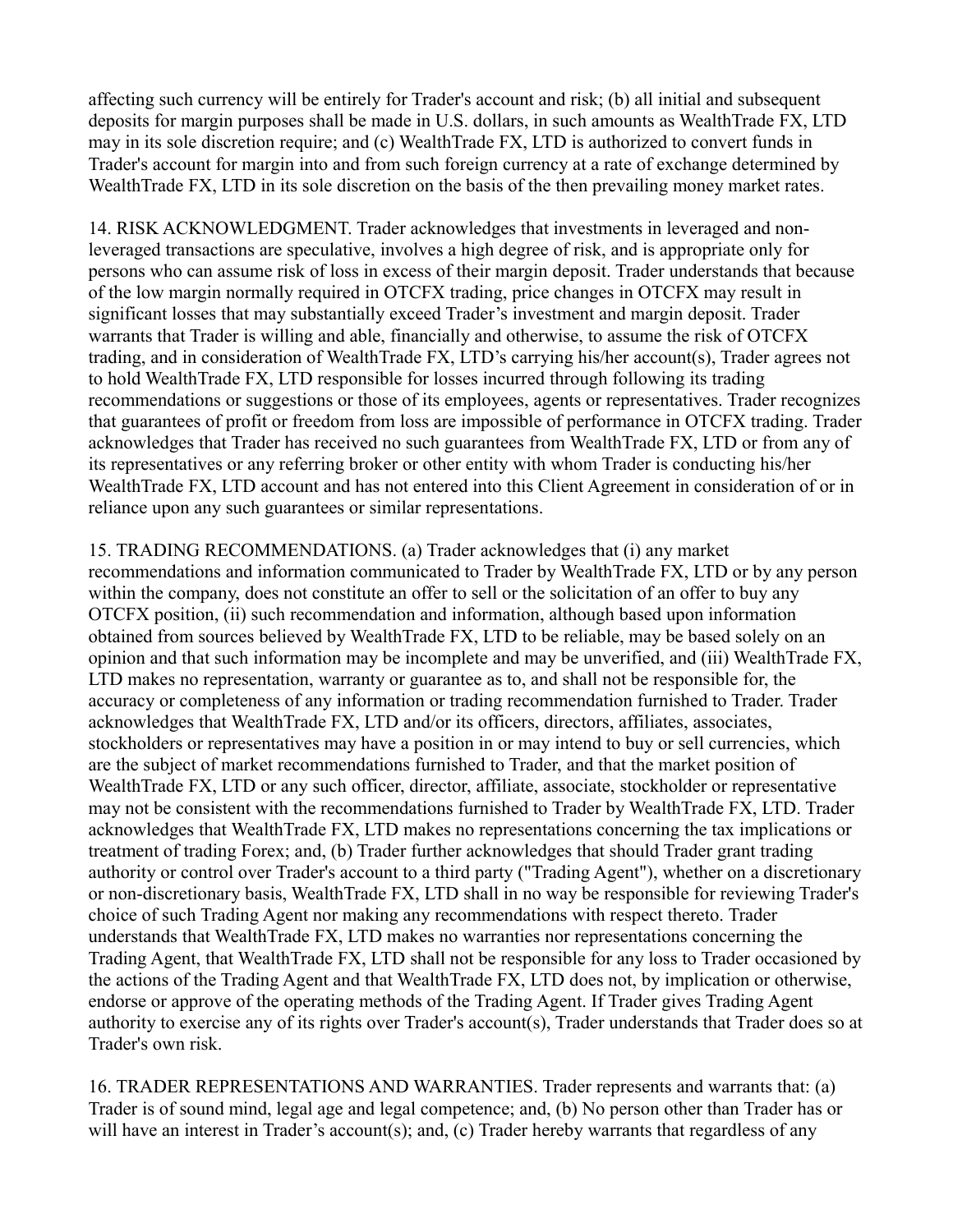affecting such currency will be entirely for Trader's account and risk; (b) all initial and subsequent deposits for margin purposes shall be made in U.S. dollars, in such amounts as WealthTrade FX, LTD may in its sole discretion require; and (c) WealthTrade FX, LTD is authorized to convert funds in Trader's account for margin into and from such foreign currency at a rate of exchange determined by WealthTrade FX, LTD in its sole discretion on the basis of the then prevailing money market rates.

14. RISK ACKNOWLEDGMENT. Trader acknowledges that investments in leveraged and non-leveraged transactions are speculative, involves a high degree of risk, and is appropriate only for persons who can assume risk of loss in excess of their margin deposit. Trader understands that because of the low margin normally required in OTCFX trading, price changes in OTCFX may result in significant losses that may substantially exceed Trader's investment and margin deposit. Trader warrants that Trader is willing and able, financially and otherwise, to assume the risk of OTCFX trading, and in consideration of WealthTrade FX, LTD's carrying his/her account(s), Trader agrees not to hold WealthTrade FX, LTD responsible for losses incurred through following its trading recommendations or suggestions or those of its employees, agents or representatives. Trader recognizes that guarantees of profit or freedom from loss are impossible of performance in OTCFX trading. Trader acknowledges that Trader has received no such guarantees from WealthTrade FX, LTD or from any of its representatives or any referring broker or other entity with whom Trader is conducting his/her WealthTrade FX, LTD account and has not entered into this Client Agreement in consideration of or in reliance upon any such guarantees or similar representations.

15. TRADING RECOMMENDATIONS. (a) Trader acknowledges that (i) any market recommendations and information communicated to Trader by WealthTrade FX, LTD or by any person within the company, does not constitute an offer to sell or the solicitation of an offer to buy any OTCFX position, (ii) such recommendation and information, although based upon information obtained from sources believed by WealthTrade FX, LTD to be reliable, may be based solely on an opinion and that such information may be incomplete and may be unverified, and (iii) WealthTrade FX, LTD makes no representation, warranty or guarantee as to, and shall not be responsible for, the accuracy or completeness of any information or trading recommendation furnished to Trader. Trader acknowledges that WealthTrade FX, LTD and/or its officers, directors, affiliates, associates, stockholders or representatives may have a position in or may intend to buy or sell currencies, which are the subject of market recommendations furnished to Trader, and that the market position of WealthTrade FX, LTD or any such officer, director, affiliate, associate, stockholder or representative may not be consistent with the recommendations furnished to Trader by WealthTrade FX, LTD. Trader acknowledges that WealthTrade FX, LTD makes no representations concerning the tax implications or treatment of trading Forex; and, (b) Trader further acknowledges that should Trader grant trading authority or control over Trader's account to a third party ("Trading Agent"), whether on a discretionary or non-discretionary basis, WealthTrade FX, LTD shall in no way be responsible for reviewing Trader's choice of such Trading Agent nor making any recommendations with respect thereto. Trader understands that WealthTrade FX, LTD makes no warranties nor representations concerning the Trading Agent, that WealthTrade FX, LTD shall not be responsible for any loss to Trader occasioned by the actions of the Trading Agent and that WealthTrade FX, LTD does not, by implication or otherwise, endorse or approve of the operating methods of the Trading Agent. If Trader gives Trading Agent authority to exercise any of its rights over Trader's account(s), Trader understands that Trader does so at Trader's own risk.

16. TRADER REPRESENTATIONS AND WARRANTIES. Trader represents and warrants that: (a) Trader is of sound mind, legal age and legal competence; and, (b) No person other than Trader has or will have an interest in Trader's account(s); and, (c) Trader hereby warrants that regardless of any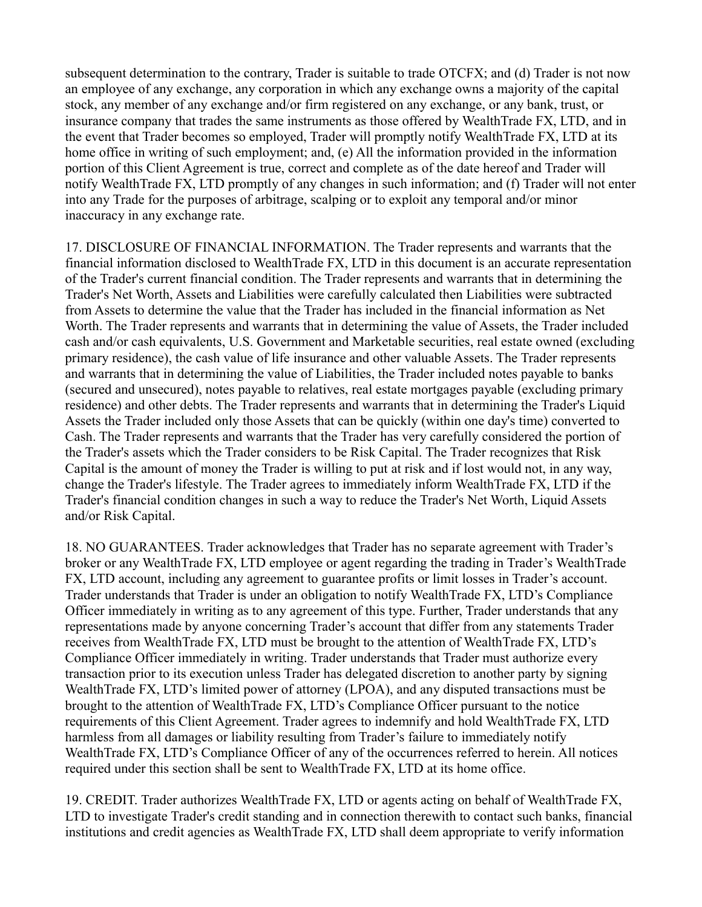subsequent determination to the contrary, Trader is suitable to trade OTCFX; and (d) Trader is not now an employee of any exchange, any corporation in which any exchange owns a majority of the capital stock, any member of any exchange and/or firm registered on any exchange, or any bank, trust, or insurance company that trades the same instruments as those offered by WealthTrade FX, LTD, and in the event that Trader becomes so employed, Trader will promptly notify WealthTrade FX, LTD at its home office in writing of such employment; and, (e) All the information provided in the information portion of this Client Agreement is true, correct and complete as of the date hereof and Trader will notify WealthTrade FX, LTD promptly of any changes in such information; and (f) Trader will not enter into any Trade for the purposes of arbitrage, scalping or to exploit any temporal and/or minor inaccuracy in any exchange rate.

17. DISCLOSURE OF FINANCIAL INFORMATION. The Trader represents and warrants that the financial information disclosed to WealthTrade FX, LTD in this document is an accurate representation of the Trader's current financial condition. The Trader represents and warrants that in determining the Trader's Net Worth, Assets and Liabilities were carefully calculated then Liabilities were subtracted from Assets to determine the value that the Trader has included in the financial information as Net Worth. The Trader represents and warrants that in determining the value of Assets, the Trader included cash and/or cash equivalents, U.S. Government and Marketable securities, real estate owned (excluding primary residence), the cash value of life insurance and other valuable Assets. The Trader represents and warrants that in determining the value of Liabilities, the Trader included notes payable to banks (secured and unsecured), notes payable to relatives, real estate mortgages payable (excluding primary residence) and other debts. The Trader represents and warrants that in determining the Trader's Liquid Assets the Trader included only those Assets that can be quickly (within one day's time) converted to Cash. The Trader represents and warrants that the Trader has very carefully considered the portion of the Trader's assets which the Trader considers to be Risk Capital. The Trader recognizes that Risk Capital is the amount of money the Trader is willing to put at risk and if lost would not, in any way, change the Trader's lifestyle. The Trader agrees to immediately inform WealthTrade FX, LTD if the Trader's financial condition changes in such a way to reduce the Trader's Net Worth, Liquid Assets and/or Risk Capital.

18. NO GUARANTEES. Trader acknowledges that Trader has no separate agreement with Trader's broker or any WealthTrade FX, LTD employee or agent regarding the trading in Trader's WealthTrade FX, LTD account, including any agreement to guarantee profits or limit losses in Trader's account. Trader understands that Trader is under an obligation to notify WealthTrade FX, LTD's Compliance Officer immediately in writing as to any agreement of this type. Further, Trader understands that any representations made by anyone concerning Trader's account that differ from any statements Trader receives from WealthTrade FX, LTD must be brought to the attention of WealthTrade FX, LTD's Compliance Officer immediately in writing. Trader understands that Trader must authorize every transaction prior to its execution unless Trader has delegated discretion to another party by signing WealthTrade FX, LTD's limited power of attorney (LPOA), and any disputed transactions must be brought to the attention of WealthTrade FX, LTD's Compliance Officer pursuant to the notice requirements of this Client Agreement. Trader agrees to indemnify and hold WealthTrade FX, LTD harmless from all damages or liability resulting from Trader's failure to immediately notify WealthTrade FX, LTD's Compliance Officer of any of the occurrences referred to herein. All notices required under this section shall be sent to WealthTrade FX, LTD at its home office.

19. CREDIT. Trader authorizes WealthTrade FX, LTD or agents acting on behalf of WealthTrade FX, LTD to investigate Trader's credit standing and in connection therewith to contact such banks, financial institutions and credit agencies as WealthTrade FX, LTD shall deem appropriate to verify information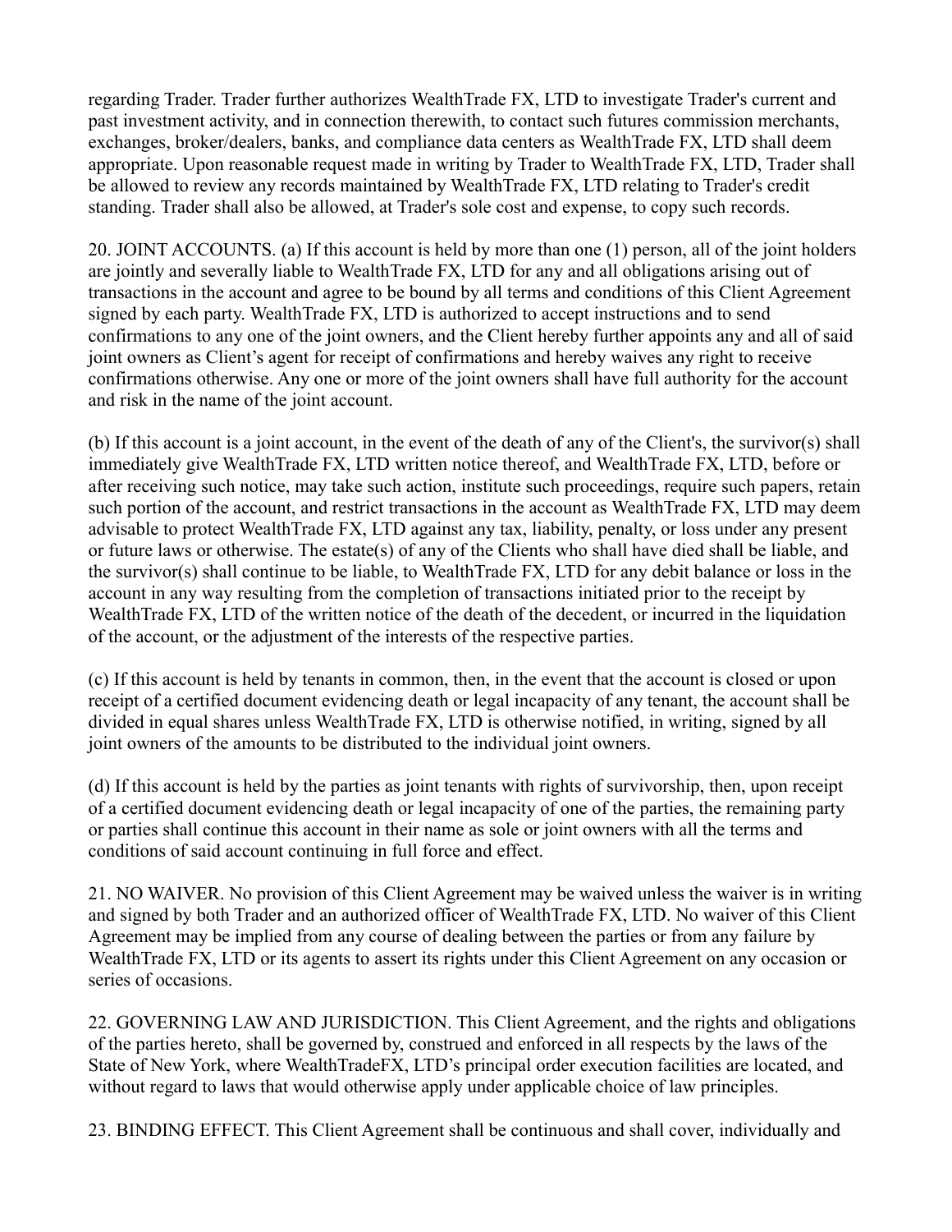regarding Trader. Trader further authorizes WealthTrade FX, LTD to investigate Trader's current and past investment activity, and in connection therewith, to contact such futures commission merchants, exchanges, broker/dealers, banks, and compliance data centers as WealthTrade FX, LTD shall deem appropriate. Upon reasonable request made in writing by Trader to WealthTrade FX, LTD, Trader shall be allowed to review any records maintained by WealthTrade FX, LTD relating to Trader's credit standing. Trader shall also be allowed, at Trader's sole cost and expense, to copy such records.

20. JOINT ACCOUNTS. (a) If this account is held by more than one (1) person, all of the joint holders are jointly and severally liable to WealthTrade FX, LTD for any and all obligations arising out of transactions in the account and agree to be bound by all terms and conditions of this Client Agreement signed by each party. WealthTrade FX, LTD is authorized to accept instructions and to send confirmations to any one of the joint owners, and the Client hereby further appoints any and all of said joint owners as Client's agent for receipt of confirmations and hereby waives any right to receive confirmations otherwise. Any one or more of the joint owners shall have full authority for the account and risk in the name of the joint account.

(b) If this account is a joint account, in the event of the death of any of the Client's, the survivor(s) shall immediately give WealthTrade FX, LTD written notice thereof, and WealthTrade FX, LTD, before or after receiving such notice, may take such action, institute such proceedings, require such papers, retain such portion of the account, and restrict transactions in the account as WealthTrade FX, LTD may deem advisable to protect WealthTrade FX, LTD against any tax, liability, penalty, or loss under any present or future laws or otherwise. The estate(s) of any of the Clients who shall have died shall be liable, and the survivor(s) shall continue to be liable, to WealthTrade FX, LTD for any debit balance or loss in the account in any way resulting from the completion of transactions initiated prior to the receipt by WealthTrade FX, LTD of the written notice of the death of the decedent, or incurred in the liquidation of the account, or the adjustment of the interests of the respective parties.

(c) If this account is held by tenants in common, then, in the event that the account is closed or upon receipt of a certified document evidencing death or legal incapacity of any tenant, the account shall be divided in equal shares unless WealthTrade FX, LTD is otherwise notified, in writing, signed by all joint owners of the amounts to be distributed to the individual joint owners.

(d) If this account is held by the parties as joint tenants with rights of survivorship, then, upon receipt of a certified document evidencing death or legal incapacity of one of the parties, the remaining party or parties shall continue this account in their name as sole or joint owners with all the terms and conditions of said account continuing in full force and effect.

21. NO WAIVER. No provision of this Client Agreement may be waived unless the waiver is in writing and signed by both Trader and an authorized officer of WealthTrade FX, LTD. No waiver of this Client Agreement may be implied from any course of dealing between the parties or from any failure by WealthTrade FX, LTD or its agents to assert its rights under this Client Agreement on any occasion or series of occasions.

22. GOVERNING LAW AND JURISDICTION. This Client Agreement, and the rights and obligations of the parties hereto, shall be governed by, construed and enforced in all respects by the laws of the State of New York, where WealthTradeFX, LTD's principal order execution facilities are located, and without regard to laws that would otherwise apply under applicable choice of law principles.

23. BINDING EFFECT. This Client Agreement shall be continuous and shall cover, individually and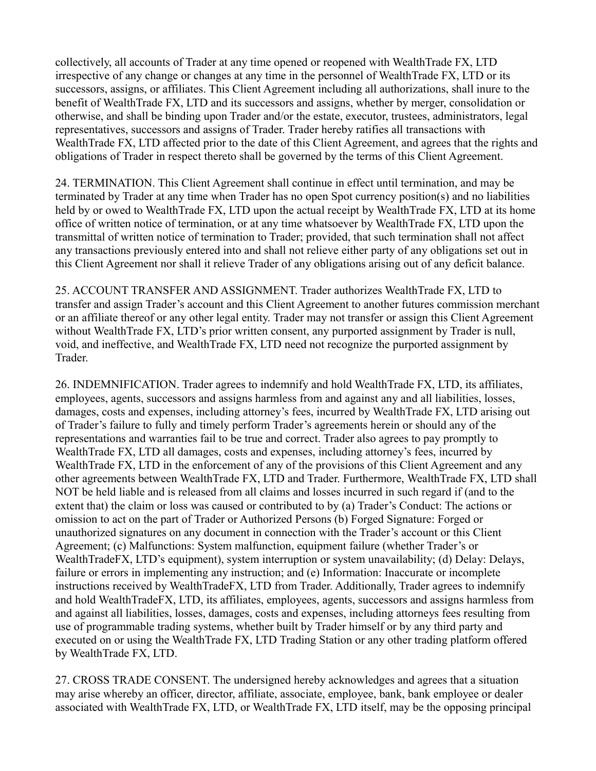collectively, all accounts of Trader at any time opened or reopened with WealthTrade FX, LTD irrespective of any change or changes at any time in the personnel of WealthTrade FX, LTD or its successors, assigns, or affiliates. This Client Agreement including all authorizations, shall inure to the benefit of WealthTrade FX, LTD and its successors and assigns, whether by merger, consolidation or otherwise, and shall be binding upon Trader and/or the estate, executor, trustees, administrators, legal representatives, successors and assigns of Trader. Trader hereby ratifies all transactions with WealthTrade FX, LTD affected prior to the date of this Client Agreement, and agrees that the rights and obligations of Trader in respect thereto shall be governed by the terms of this Client Agreement.

24. TERMINATION. This Client Agreement shall continue in effect until termination, and may be terminated by Trader at any time when Trader has no open Spot currency position(s) and no liabilities held by or owed to WealthTrade FX, LTD upon the actual receipt by WealthTrade FX, LTD at its home office of written notice of termination, or at any time whatsoever by WealthTrade FX, LTD upon the transmittal of written notice of termination to Trader; provided, that such termination shall not affect any transactions previously entered into and shall not relieve either party of any obligations set out in this Client Agreement nor shall it relieve Trader of any obligations arising out of any deficit balance.

25. ACCOUNT TRANSFER AND ASSIGNMENT. Trader authorizes WealthTrade FX, LTD to transfer and assign Trader's account and this Client Agreement to another futures commission merchant or an affiliate thereof or any other legal entity. Trader may not transfer or assign this Client Agreement without WealthTrade FX, LTD's prior written consent, any purported assignment by Trader is null, void, and ineffective, and WealthTrade FX, LTD need not recognize the purported assignment by Trader.

26. INDEMNIFICATION. Trader agrees to indemnify and hold WealthTrade FX, LTD, its affiliates, employees, agents, successors and assigns harmless from and against any and all liabilities, losses, damages, costs and expenses, including attorney's fees, incurred by WealthTrade FX, LTD arising out of Trader's failure to fully and timely perform Trader's agreements herein or should any of the representations and warranties fail to be true and correct. Trader also agrees to pay promptly to WealthTrade FX, LTD all damages, costs and expenses, including attorney's fees, incurred by WealthTrade FX, LTD in the enforcement of any of the provisions of this Client Agreement and any other agreements between WealthTrade FX, LTD and Trader. Furthermore, WealthTrade FX, LTD shall NOT be held liable and is released from all claims and losses incurred in such regard if (and to the extent that) the claim or loss was caused or contributed to by (a) Trader's Conduct: The actions or omission to act on the part of Trader or Authorized Persons (b) Forged Signature: Forged or unauthorized signatures on any document in connection with the Trader's account or this Client Agreement; (c) Malfunctions: System malfunction, equipment failure (whether Trader's or WealthTradeFX, LTD's equipment), system interruption or system unavailability; (d) Delay: Delays, failure or errors in implementing any instruction; and (e) Information: Inaccurate or incomplete instructions received by WealthTradeFX, LTD from Trader. Additionally, Trader agrees to indemnify and hold WealthTradeFX, LTD, its affiliates, employees, agents, successors and assigns harmless from and against all liabilities, losses, damages, costs and expenses, including attorneys fees resulting from use of programmable trading systems, whether built by Trader himself or by any third party and executed on or using the WealthTrade FX, LTD Trading Station or any other trading platform offered by WealthTrade FX, LTD.

27. CROSS TRADE CONSENT. The undersigned hereby acknowledges and agrees that a situation may arise whereby an officer, director, affiliate, associate, employee, bank, bank employee or dealer associated with WealthTrade FX, LTD, or WealthTrade FX, LTD itself, may be the opposing principal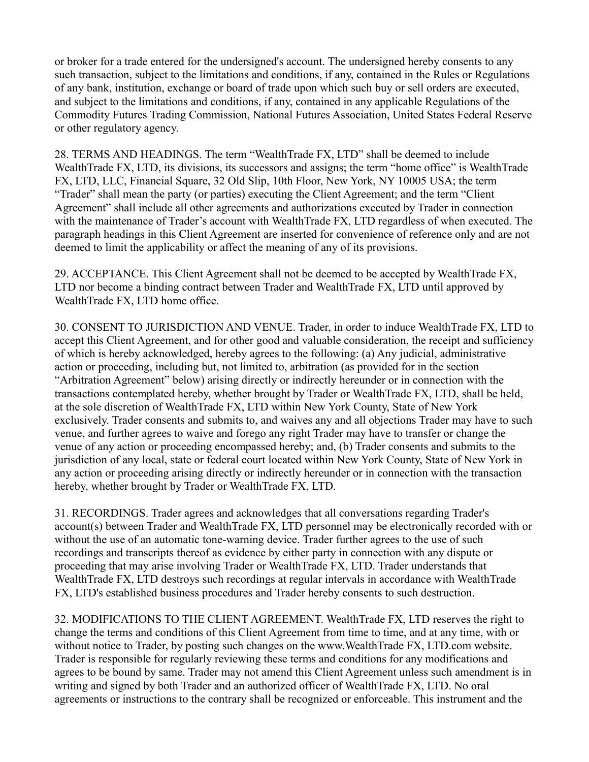or broker for a trade entered for the undersigned's account. The undersigned hereby consents to any such transaction, subject to the limitations and conditions, if any, contained in the Rules or Regulations of any bank, institution, exchange or board of trade upon which such buy or sell orders are executed, and subject to the limitations and conditions, if any, contained in any applicable Regulations of the Commodity Futures Trading Commission, National Futures Association, United States Federal Reserve or other regulatory agency.

28. TERMS AND HEADINGS. The term "WealthTrade FX, LTD" shall be deemed to include WealthTrade FX, LTD, its divisions, its successors and assigns; the term "home office" is WealthTrade FX, LTD, LLC, Financial Square, 32 Old Slip, 10th Floor, New York, NY 10005 USA; the term "Trader" shall mean the party (or parties) executing the Client Agreement; and the term "Client Agreement" shall include all other agreements and authorizations executed by Trader in connection with the maintenance of Trader's account with WealthTrade FX, LTD regardless of when executed. The paragraph headings in this Client Agreement are inserted for convenience of reference only and are not deemed to limit the applicability or affect the meaning of any of its provisions.

29. ACCEPTANCE. This Client Agreement shall not be deemed to be accepted by WealthTrade FX, LTD nor become a binding contract between Trader and WealthTrade FX, LTD until approved by WealthTrade FX, LTD home office.

30. CONSENT TO JURISDICTION AND VENUE. Trader, in order to induce WealthTrade FX, LTD to accept this Client Agreement, and for other good and valuable consideration, the receipt and sufficiency of which is hereby acknowledged, hereby agrees to the following: (a) Any judicial, administrative action or proceeding, including but, not limited to, arbitration (as provided for in the section "Arbitration Agreement" below) arising directly or indirectly hereunder or in connection with the transactions contemplated hereby, whether brought by Trader or WealthTrade FX, LTD, shall be held, at the sole discretion of WealthTrade FX, LTD within New York County, State of New York exclusively. Trader consents and submits to, and waives any and all objections Trader may have to such venue, and further agrees to waive and forego any right Trader may have to transfer or change the venue of any action or proceeding encompassed hereby; and, (b) Trader consents and submits to the jurisdiction of any local, state or federal court located within New York County, State of New York in any action or proceeding arising directly or indirectly hereunder or in connection with the transaction hereby, whether brought by Trader or WealthTrade FX, LTD.

31. RECORDINGS. Trader agrees and acknowledges that all conversations regarding Trader's account(s) between Trader and WealthTrade FX, LTD personnel may be electronically recorded with or without the use of an automatic tone-warning device. Trader further agrees to the use of such recordings and transcripts thereof as evidence by either party in connection with any dispute or proceeding that may arise involving Trader or WealthTrade FX, LTD. Trader understands that WealthTrade FX, LTD destroys such recordings at regular intervals in accordance with WealthTrade FX, LTD's established business procedures and Trader hereby consents to such destruction.

32. MODIFICATIONS TO THE CLIENT AGREEMENT. WealthTrade FX, LTD reserves the right to change the terms and conditions of this Client Agreement from time to time, and at any time, with or without notice to Trader, by posting such changes on the www.WealthTrade FX, LTD.com website. Trader is responsible for regularly reviewing these terms and conditions for any modifications and agrees to be bound by same. Trader may not amend this Client Agreement unless such amendment is in writing and signed by both Trader and an authorized officer of WealthTrade FX, LTD. No oral agreements or instructions to the contrary shall be recognized or enforceable. This instrument and the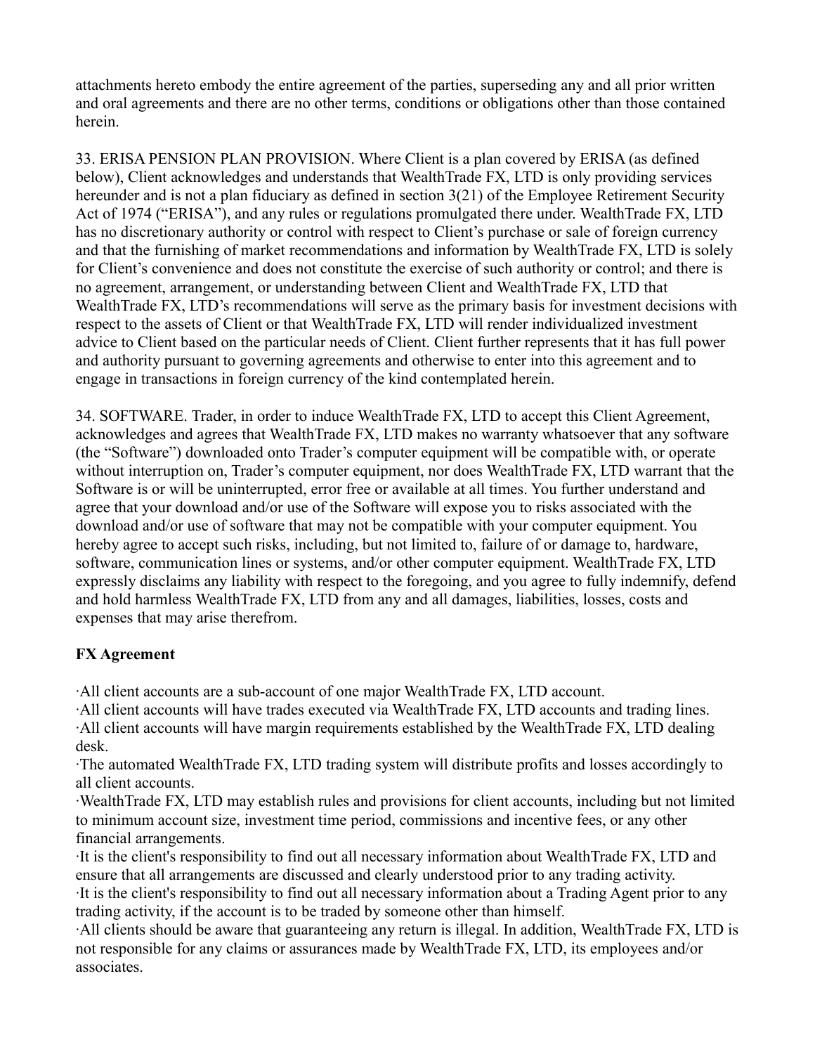attachments hereto embody the entire agreement of the parties, superseding any and all prior written and oral agreements and there are no other terms, conditions or obligations other than those contained herein.

33. ERISA PENSION PLAN PROVISION. Where Client is a plan covered by ERISA (as defined below), Client acknowledges and understands that WealthTrade FX, LTD is only providing services hereunder and is not a plan fiduciary as defined in section 3(21) of the Employee Retirement Security Act of 1974 ("ERISA"), and any rules or regulations promulgated there under. WealthTrade FX, LTD has no discretionary authority or control with respect to Client's purchase or sale of foreign currency and that the furnishing of market recommendations and information by WealthTrade FX, LTD is solely for Client's convenience and does not constitute the exercise of such authority or control; and there is no agreement, arrangement, or understanding between Client and WealthTrade FX, LTD that WealthTrade FX, LTD's recommendations will serve as the primary basis for investment decisions with respect to the assets of Client or that WealthTrade FX, LTD will render individualized investment advice to Client based on the particular needs of Client. Client further represents that it has full power and authority pursuant to governing agreements and otherwise to enter into this agreement and to engage in transactions in foreign currency of the kind contemplated herein.

34. SOFTWARE. Trader, in order to induce WealthTrade FX, LTD to accept this Client Agreement, acknowledges and agrees that WealthTrade FX, LTD makes no warranty whatsoever that any software (the "Software") downloaded onto Trader's computer equipment will be compatible with, or operate without interruption on, Trader's computer equipment, nor does WealthTrade FX, LTD warrant that the Software is or will be uninterrupted, error free or available at all times. You further understand and agree that your download and/or use of the Software will expose you to risks associated with the download and/or use of software that may not be compatible with your computer equipment. You hereby agree to accept such risks, including, but not limited to, failure of or damage to, hardware, software, communication lines or systems, and/or other computer equipment. WealthTrade FX, LTD expressly disclaims any liability with respect to the foregoing, and you agree to fully indemnify, defend and hold harmless WealthTrade FX, LTD from any and all damages, liabilities, losses, costs and expenses that may arise therefrom.

**FX Agreement**

·All client accounts are a sub-account of one major WealthTrade FX, LTD account.
·All client accounts will have trades executed via WealthTrade FX, LTD accounts and trading lines.
·All client accounts will have margin requirements established by the WealthTrade FX, LTD dealing desk.
·The automated WealthTrade FX, LTD trading system will distribute profits and losses accordingly to all client accounts.
·WealthTrade FX, LTD may establish rules and provisions for client accounts, including but not limited to minimum account size, investment time period, commissions and incentive fees, or any other financial arrangements.
·It is the client's responsibility to find out all necessary information about WealthTrade FX, LTD and ensure that all arrangements are discussed and clearly understood prior to any trading activity.
·It is the client's responsibility to find out all necessary information about a Trading Agent prior to any trading activity, if the account is to be traded by someone other than himself.
·All clients should be aware that guaranteeing any return is illegal. In addition, WealthTrade FX, LTD is not responsible for any claims or assurances made by WealthTrade FX, LTD, its employees and/or associates.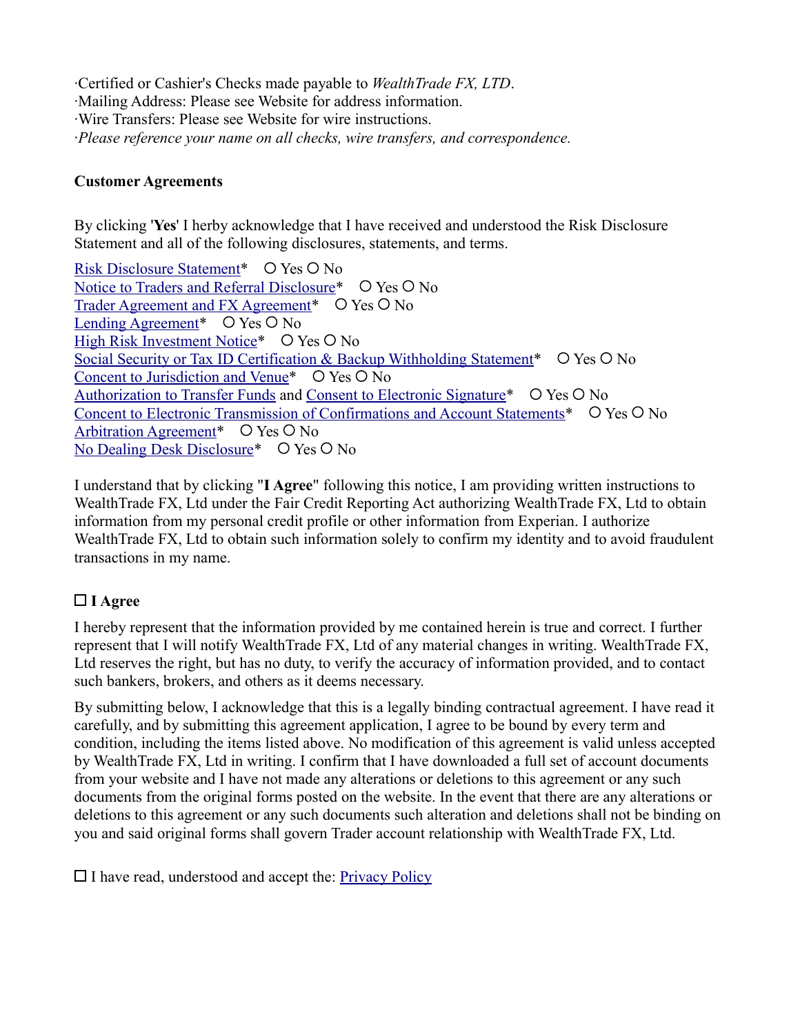·Certified or Cashier's Checks made payable to *WealthTrade FX, LTD*.
·Mailing Address: Please see Website for address information.
·Wire Transfers: Please see Website for wire instructions.
·*Please reference your name on all checks, wire transfers, and correspondence.*

**Customer Agreements**

By clicking '**Yes**' I herby acknowledge that I have received and understood the Risk Disclosure Statement and all of the following disclosures, statements, and terms.

Risk Disclosure Statement* ○ Yes ○ No
Notice to Traders and Referral Disclosure* ○ Yes ○ No
Trader Agreement and FX Agreement* ○ Yes ○ No
Lending Agreement* ○ Yes ○ No
High Risk Investment Notice* ○ Yes ○ No
Social Security or Tax ID Certification & Backup Withholding Statement* ○ Yes ○ No
Concent to Jurisdiction and Venue* ○ Yes ○ No
Authorization to Transfer Funds and Consent to Electronic Signature* ○ Yes ○ No
Concent to Electronic Transmission of Confirmations and Account Statements* ○ Yes ○ No
Arbitration Agreement* ○ Yes ○ No
No Dealing Desk Disclosure* ○ Yes ○ No

I understand that by clicking "**I Agree**" following this notice, I am providing written instructions to WealthTrade FX, Ltd under the Fair Credit Reporting Act authorizing WealthTrade FX, Ltd to obtain information from my personal credit profile or other information from Experian. I authorize WealthTrade FX, Ltd to obtain such information solely to confirm my identity and to avoid fraudulent transactions in my name.

☐ **I Agree**

I hereby represent that the information provided by me contained herein is true and correct. I further represent that I will notify WealthTrade FX, Ltd of any material changes in writing. WealthTrade FX, Ltd reserves the right, but has no duty, to verify the accuracy of information provided, and to contact such bankers, brokers, and others as it deems necessary.

By submitting below, I acknowledge that this is a legally binding contractual agreement. I have read it carefully, and by submitting this agreement application, I agree to be bound by every term and condition, including the items listed above. No modification of this agreement is valid unless accepted by WealthTrade FX, Ltd in writing. I confirm that I have downloaded a full set of account documents from your website and I have not made any alterations or deletions to this agreement or any such documents from the original forms posted on the website. In the event that there are any alterations or deletions to this agreement or any such documents such alteration and deletions shall not be binding on you and said original forms shall govern Trader account relationship with WealthTrade FX, Ltd.

☐ I have read, understood and accept the: Privacy Policy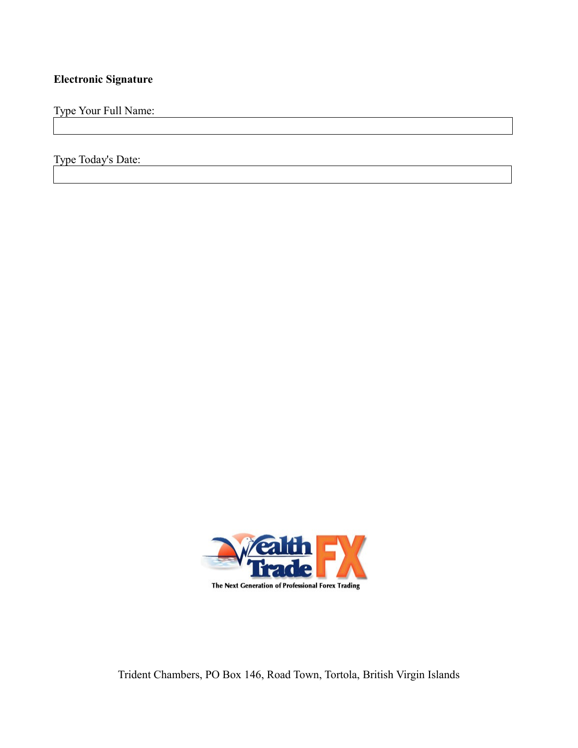**Electronic Signature**

Type Your Full Name:

Type Today's Date:

Trident Chambers, PO Box 146, Road Town, Tortola, British Virgin Islands